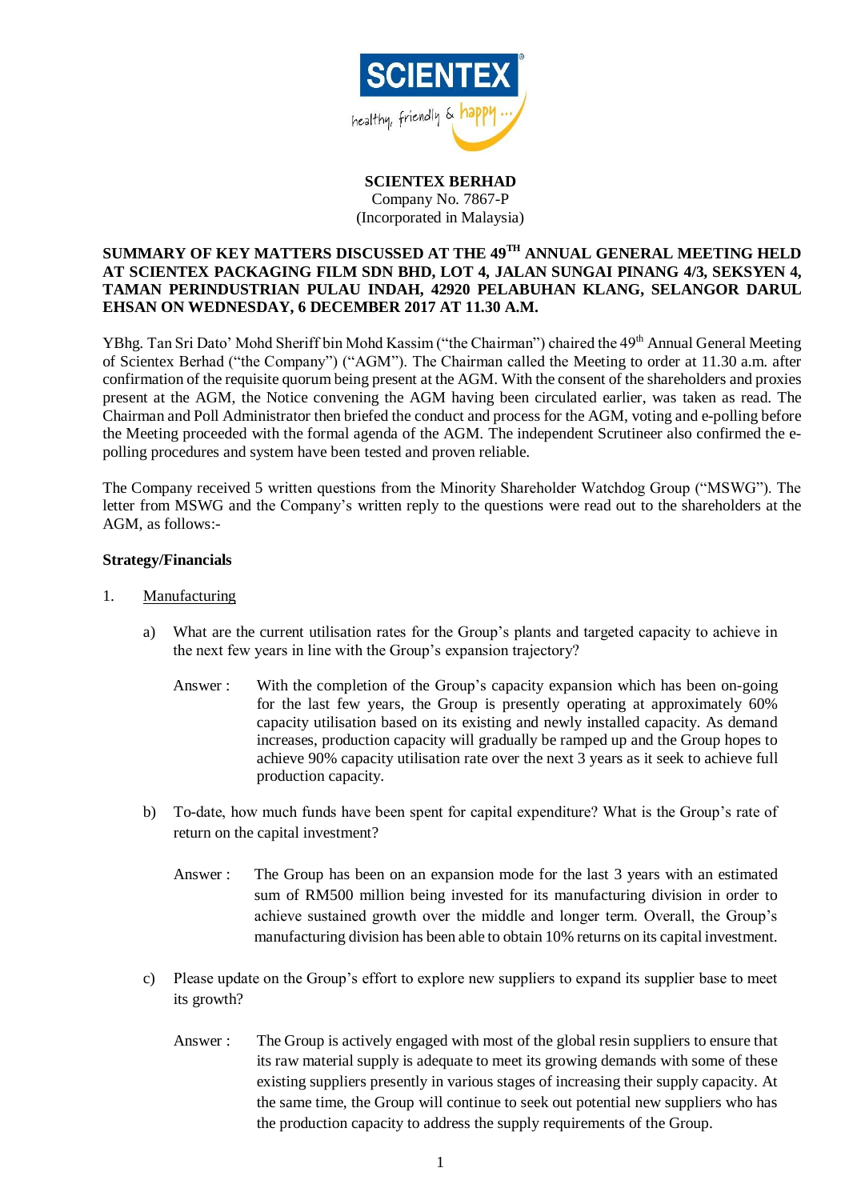**SCIENTEX BERHAD**
Company No. 7867-P
(Incorporated in Malaysia)

**SUMMARY OF KEY MATTERS DISCUSSED AT THE 49TH ANNUAL GENERAL MEETING HELD AT SCIENTEX PACKAGING FILM SDN BHD, LOT 4, JALAN SUNGAI PINANG 4/3, SEKSYEN 4, TAMAN PERINDUSTRIAN PULAU INDAH, 42920 PELABUHAN KLANG, SELANGOR DARUL EHSAN ON WEDNESDAY, 6 DECEMBER 2017 AT 11.30 A.M.**

YBhg. Tan Sri Dato' Mohd Sheriff bin Mohd Kassim ("the Chairman") chaired the 49th Annual General Meeting of Scientex Berhad ("the Company") ("AGM"). The Chairman called the Meeting to order at 11.30 a.m. after confirmation of the requisite quorum being present at the AGM. With the consent of the shareholders and proxies present at the AGM, the Notice convening the AGM having been circulated earlier, was taken as read. The Chairman and Poll Administrator then briefed the conduct and process for the AGM, voting and e-polling before the Meeting proceeded with the formal agenda of the AGM. The independent Scrutineer also confirmed the e-polling procedures and system have been tested and proven reliable.

The Company received 5 written questions from the Minority Shareholder Watchdog Group ("MSWG"). The letter from MSWG and the Company's written reply to the questions were read out to the shareholders at the AGM, as follows:-

**Strategy/Financials**

1. Manufacturing

   a) What are the current utilisation rates for the Group's plants and targeted capacity to achieve in the next few years in line with the Group's expansion trajectory?

      Answer : With the completion of the Group's capacity expansion which has been on-going for the last few years, the Group is presently operating at approximately 60% capacity utilisation based on its existing and newly installed capacity. As demand increases, production capacity will gradually be ramped up and the Group hopes to achieve 90% capacity utilisation rate over the next 3 years as it seek to achieve full production capacity.

   b) To-date, how much funds have been spent for capital expenditure? What is the Group's rate of return on the capital investment?

      Answer : The Group has been on an expansion mode for the last 3 years with an estimated sum of RM500 million being invested for its manufacturing division in order to achieve sustained growth over the middle and longer term. Overall, the Group's manufacturing division has been able to obtain 10% returns on its capital investment.

   c) Please update on the Group's effort to explore new suppliers to expand its supplier base to meet its growth?

      Answer : The Group is actively engaged with most of the global resin suppliers to ensure that its raw material supply is adequate to meet its growing demands with some of these existing suppliers presently in various stages of increasing their supply capacity. At the same time, the Group will continue to seek out potential new suppliers who has the production capacity to address the supply requirements of the Group.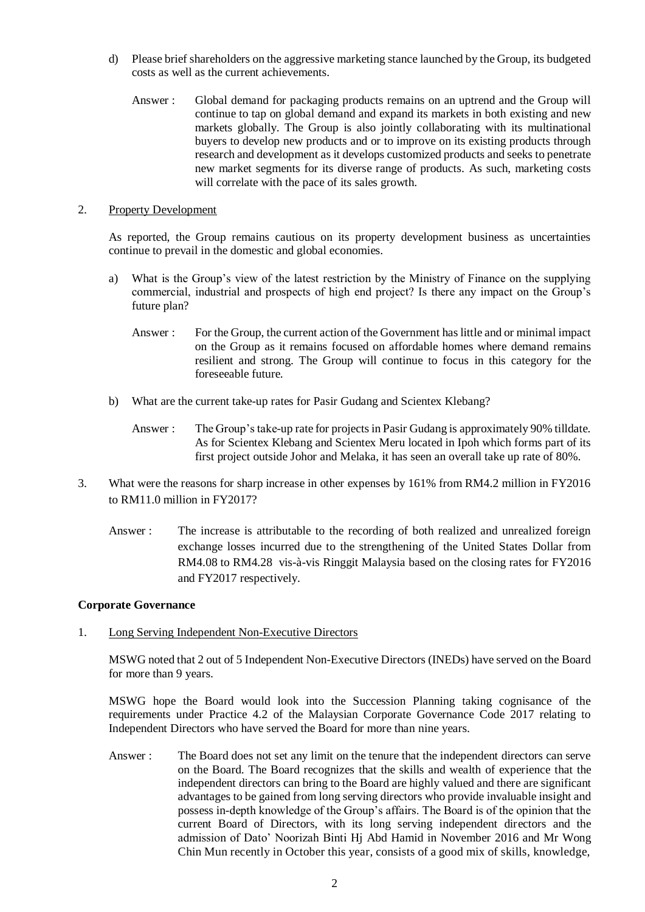d) Please brief shareholders on the aggressive marketing stance launched by the Group, its budgeted costs as well as the current achievements.

Answer : Global demand for packaging products remains on an uptrend and the Group will continue to tap on global demand and expand its markets in both existing and new markets globally. The Group is also jointly collaborating with its multinational buyers to develop new products and or to improve on its existing products through research and development as it develops customized products and seeks to penetrate new market segments for its diverse range of products. As such, marketing costs will correlate with the pace of its sales growth.

2. <u>Property Development</u>

As reported, the Group remains cautious on its property development business as uncertainties continue to prevail in the domestic and global economies.

a) What is the Group's view of the latest restriction by the Ministry of Finance on the supplying commercial, industrial and prospects of high end project? Is there any impact on the Group's future plan?

Answer : For the Group, the current action of the Government has little and or minimal impact on the Group as it remains focused on affordable homes where demand remains resilient and strong. The Group will continue to focus in this category for the foreseeable future.

b) What are the current take-up rates for Pasir Gudang and Scientex Klebang?

Answer : The Group's take-up rate for projects in Pasir Gudang is approximately 90% tilldate. As for Scientex Klebang and Scientex Meru located in Ipoh which forms part of its first project outside Johor and Melaka, it has seen an overall take up rate of 80%.

3. What were the reasons for sharp increase in other expenses by 161% from RM4.2 million in FY2016 to RM11.0 million in FY2017?

Answer : The increase is attributable to the recording of both realized and unrealized foreign exchange losses incurred due to the strengthening of the United States Dollar from RM4.08 to RM4.28 vis-à-vis Ringgit Malaysia based on the closing rates for FY2016 and FY2017 respectively.

**Corporate Governance**

1. <u>Long Serving Independent Non-Executive Directors</u>

MSWG noted that 2 out of 5 Independent Non-Executive Directors (INEDs) have served on the Board for more than 9 years.

MSWG hope the Board would look into the Succession Planning taking cognisance of the requirements under Practice 4.2 of the Malaysian Corporate Governance Code 2017 relating to Independent Directors who have served the Board for more than nine years.

Answer : The Board does not set any limit on the tenure that the independent directors can serve on the Board. The Board recognizes that the skills and wealth of experience that the independent directors can bring to the Board are highly valued and there are significant advantages to be gained from long serving directors who provide invaluable insight and possess in-depth knowledge of the Group's affairs. The Board is of the opinion that the current Board of Directors, with its long serving independent directors and the admission of Dato' Noorizah Binti Hj Abd Hamid in November 2016 and Mr Wong Chin Mun recently in October this year, consists of a good mix of skills, knowledge,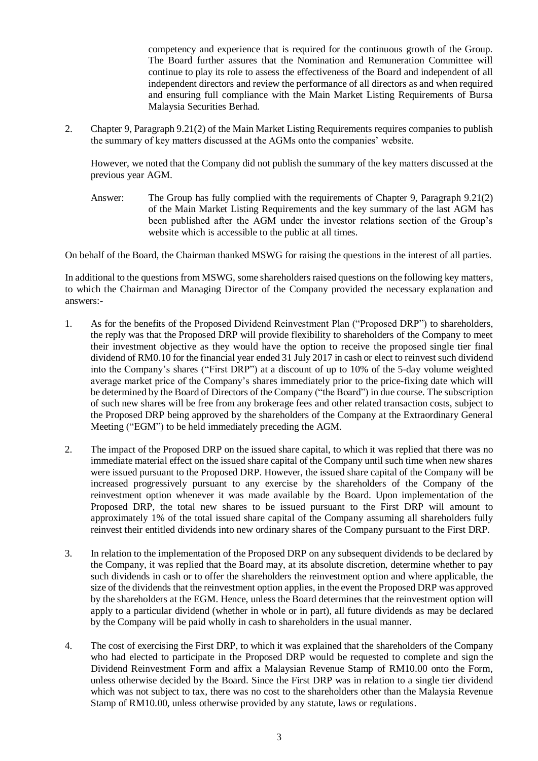competency and experience that is required for the continuous growth of the Group. The Board further assures that the Nomination and Remuneration Committee will continue to play its role to assess the effectiveness of the Board and independent of all independent directors and review the performance of all directors as and when required and ensuring full compliance with the Main Market Listing Requirements of Bursa Malaysia Securities Berhad.

2. Chapter 9, Paragraph 9.21(2) of the Main Market Listing Requirements requires companies to publish the summary of key matters discussed at the AGMs onto the companies' website.

   However, we noted that the Company did not publish the summary of the key matters discussed at the previous year AGM.

   Answer: The Group has fully complied with the requirements of Chapter 9, Paragraph 9.21(2) of the Main Market Listing Requirements and the key summary of the last AGM has been published after the AGM under the investor relations section of the Group's website which is accessible to the public at all times.

On behalf of the Board, the Chairman thanked MSWG for raising the questions in the interest of all parties.

In additional to the questions from MSWG, some shareholders raised questions on the following key matters, to which the Chairman and Managing Director of the Company provided the necessary explanation and answers:-

1. As for the benefits of the Proposed Dividend Reinvestment Plan ("Proposed DRP") to shareholders, the reply was that the Proposed DRP will provide flexibility to shareholders of the Company to meet their investment objective as they would have the option to receive the proposed single tier final dividend of RM0.10 for the financial year ended 31 July 2017 in cash or elect to reinvest such dividend into the Company's shares ("First DRP") at a discount of up to 10% of the 5-day volume weighted average market price of the Company's shares immediately prior to the price-fixing date which will be determined by the Board of Directors of the Company ("the Board") in due course. The subscription of such new shares will be free from any brokerage fees and other related transaction costs, subject to the Proposed DRP being approved by the shareholders of the Company at the Extraordinary General Meeting ("EGM") to be held immediately preceding the AGM.

2. The impact of the Proposed DRP on the issued share capital, to which it was replied that there was no immediate material effect on the issued share capital of the Company until such time when new shares were issued pursuant to the Proposed DRP. However, the issued share capital of the Company will be increased progressively pursuant to any exercise by the shareholders of the Company of the reinvestment option whenever it was made available by the Board. Upon implementation of the Proposed DRP, the total new shares to be issued pursuant to the First DRP will amount to approximately 1% of the total issued share capital of the Company assuming all shareholders fully reinvest their entitled dividends into new ordinary shares of the Company pursuant to the First DRP.

3. In relation to the implementation of the Proposed DRP on any subsequent dividends to be declared by the Company, it was replied that the Board may, at its absolute discretion, determine whether to pay such dividends in cash or to offer the shareholders the reinvestment option and where applicable, the size of the dividends that the reinvestment option applies, in the event the Proposed DRP was approved by the shareholders at the EGM. Hence, unless the Board determines that the reinvestment option will apply to a particular dividend (whether in whole or in part), all future dividends as may be declared by the Company will be paid wholly in cash to shareholders in the usual manner.

4. The cost of exercising the First DRP, to which it was explained that the shareholders of the Company who had elected to participate in the Proposed DRP would be requested to complete and sign the Dividend Reinvestment Form and affix a Malaysian Revenue Stamp of RM10.00 onto the Form, unless otherwise decided by the Board. Since the First DRP was in relation to a single tier dividend which was not subject to tax, there was no cost to the shareholders other than the Malaysia Revenue Stamp of RM10.00, unless otherwise provided by any statute, laws or regulations.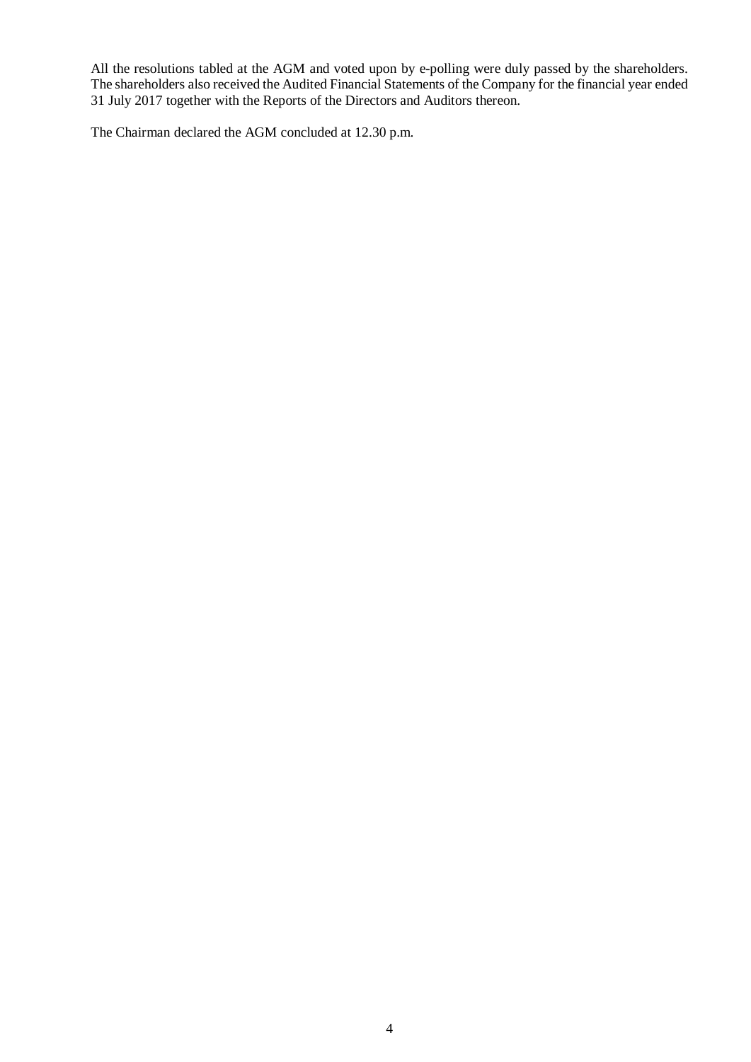All the resolutions tabled at the AGM and voted upon by e-polling were duly passed by the shareholders. The shareholders also received the Audited Financial Statements of the Company for the financial year ended 31 July 2017 together with the Reports of the Directors and Auditors thereon.

The Chairman declared the AGM concluded at 12.30 p.m.